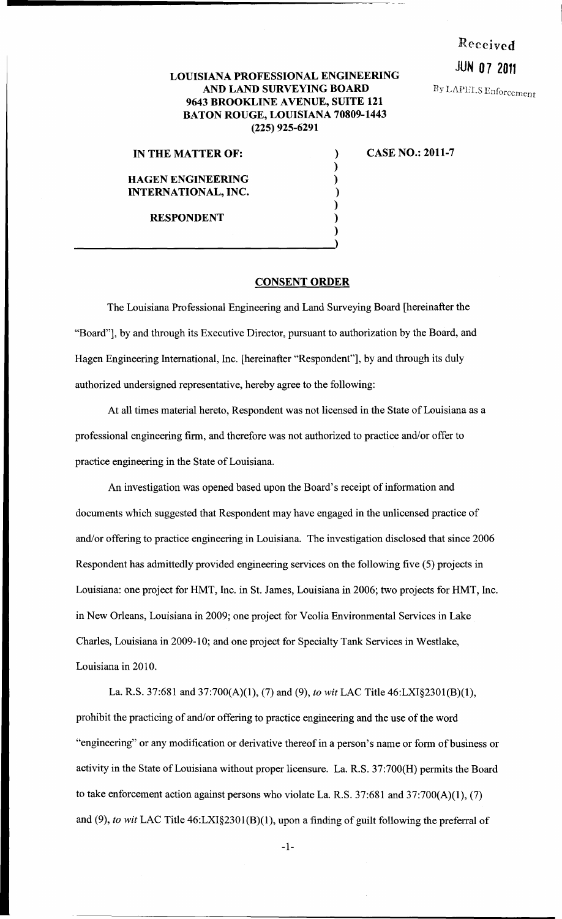Received

JUN 07 2011

By LAPELS Enforcement

**LOUISIANA PROFESSIONAL ENGINEERING AND LAND SURVEYING BOARD**
**9643 BROOKLINE AVENUE, SUITE 121**
**BATON ROUGE, LOUISIANA 70809-1443**
**(225) 925-6291**

| | | |
|---|---|---|
| **IN THE MATTER OF:** | ) | **CASE NO.: 2011-7** |
| | ) | |
| **HAGEN ENGINEERING** | ) | |
| **INTERNATIONAL, INC.** | ) | |
| | ) | |
| **RESPONDENT** | ) | |
| | ) | |

## CONSENT ORDER

The Louisiana Professional Engineering and Land Surveying Board [hereinafter the "Board"], by and through its Executive Director, pursuant to authorization by the Board, and Hagen Engineering International, Inc. [hereinafter "Respondent"], by and through its duly authorized undersigned representative, hereby agree to the following:

At all times material hereto, Respondent was not licensed in the State of Louisiana as a professional engineering firm, and therefore was not authorized to practice and/or offer to practice engineering in the State of Louisiana.

An investigation was opened based upon the Board's receipt of information and documents which suggested that Respondent may have engaged in the unlicensed practice of and/or offering to practice engineering in Louisiana. The investigation disclosed that since 2006 Respondent has admittedly provided engineering services on the following five (5) projects in Louisiana: one project for HMT, Inc. in St. James, Louisiana in 2006; two projects for HMT, Inc. in New Orleans, Louisiana in 2009; one project for Veolia Environmental Services in Lake Charles, Louisiana in 2009-10; and one project for Specialty Tank Services in Westlake, Louisiana in 2010.

La. R.S. 37:681 and 37:700(A)(1), (7) and (9), *to wit* LAC Title 46:LXI§2301(B)(1), prohibit the practicing of and/or offering to practice engineering and the use of the word "engineering" or any modification or derivative thereof in a person's name or form of business or activity in the State of Louisiana without proper licensure. La. R.S. 37:700(H) permits the Board to take enforcement action against persons who violate La. R.S. 37:681 and 37:700(A)(1), (7) and (9), *to wit* LAC Title 46:LXI§2301(B)(1), upon a finding of guilt following the preferral of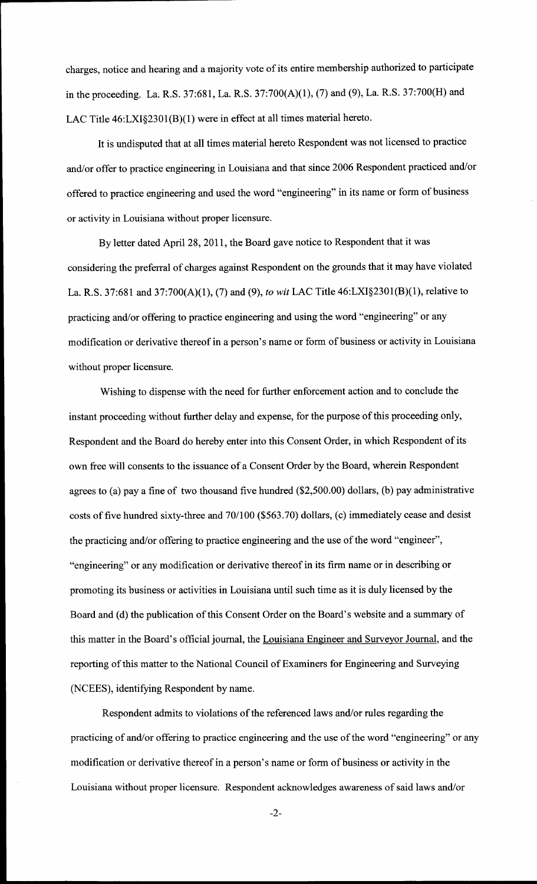charges, notice and hearing and a majority vote of its entire membership authorized to participate in the proceeding. La. R.S. 37:681, La. R.S. 37:700(A)(1), (7) and (9), La. R.S. 37:700(H) and LAC Title 46:LXI§2301(B)(1) were in effect at all times material hereto.

It is undisputed that at all times material hereto Respondent was not licensed to practice and/or offer to practice engineering in Louisiana and that since 2006 Respondent practiced and/or offered to practice engineering and used the word "engineering" in its name or form of business or activity in Louisiana without proper licensure.

By letter dated April 28, 2011, the Board gave notice to Respondent that it was considering the preferral of charges against Respondent on the grounds that it may have violated La. R.S. 37:681 and 37:700(A)(1), (7) and (9), *to wit* LAC Title 46:LXI§2301(B)(1), relative to practicing and/or offering to practice engineering and using the word "engineering" or any modification or derivative thereof in a person's name or form of business or activity in Louisiana without proper licensure.

Wishing to dispense with the need for further enforcement action and to conclude the instant proceeding without further delay and expense, for the purpose of this proceeding only, Respondent and the Board do hereby enter into this Consent Order, in which Respondent of its own free will consents to the issuance of a Consent Order by the Board, wherein Respondent agrees to (a) pay a fine of two thousand five hundred ($2,500.00) dollars, (b) pay administrative costs of five hundred sixty-three and 70/100 ($563.70) dollars, (c) immediately cease and desist the practicing and/or offering to practice engineering and the use of the word "engineer", "engineering" or any modification or derivative thereof in its firm name or in describing or promoting its business or activities in Louisiana until such time as it is duly licensed by the Board and (d) the publication of this Consent Order on the Board's website and a summary of this matter in the Board's official journal, the Louisiana Engineer and Surveyor Journal, and the reporting of this matter to the National Council of Examiners for Engineering and Surveying (NCEES), identifying Respondent by name.

Respondent admits to violations of the referenced laws and/or rules regarding the practicing of and/or offering to practice engineering and the use of the word "engineering" or any modification or derivative thereof in a person's name or form of business or activity in the Louisiana without proper licensure. Respondent acknowledges awareness of said laws and/or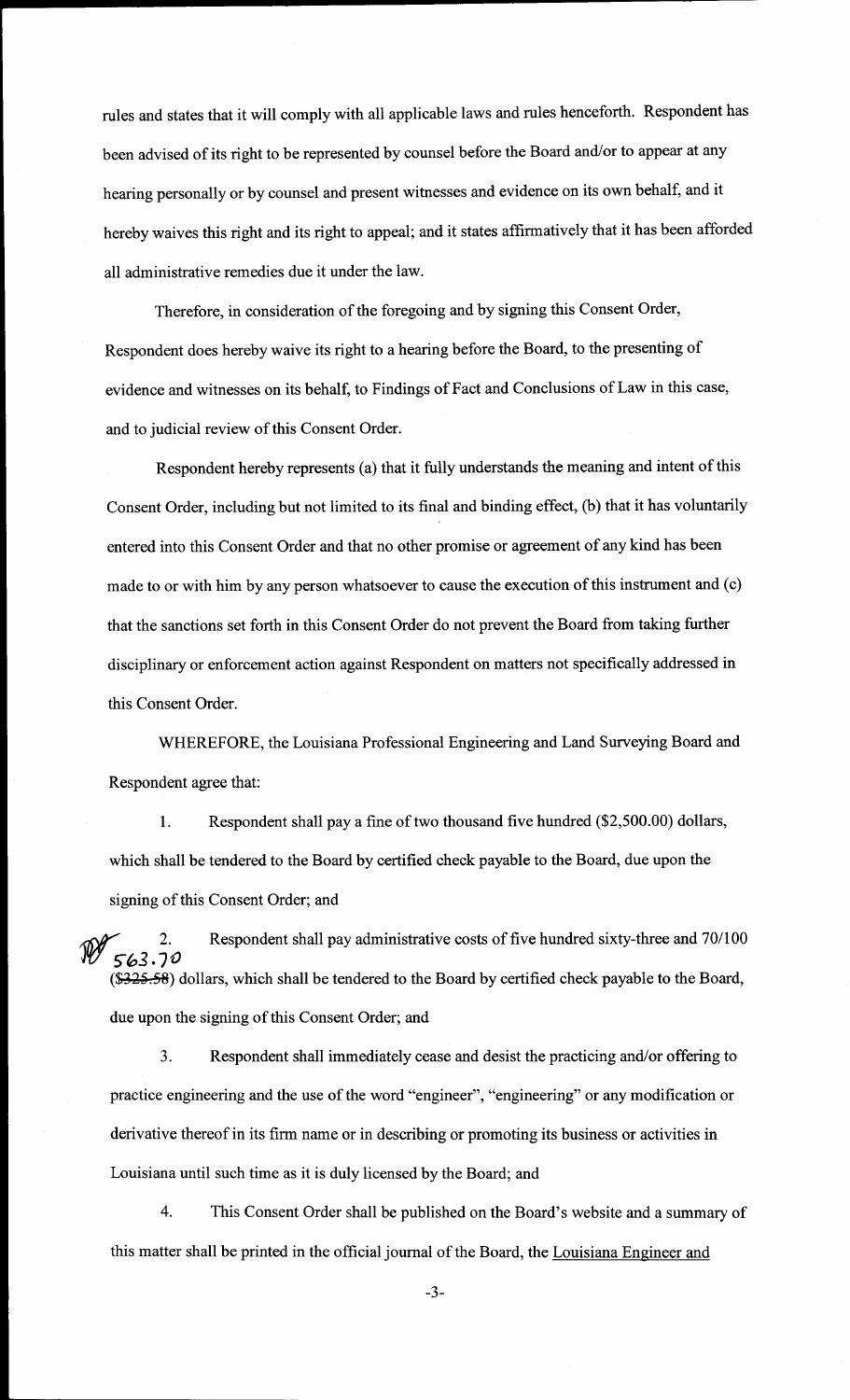rules and states that it will comply with all applicable laws and rules henceforth. Respondent has been advised of its right to be represented by counsel before the Board and/or to appear at any hearing personally or by counsel and present witnesses and evidence on its own behalf, and it hereby waives this right and its right to appeal; and it states affirmatively that it has been afforded all administrative remedies due it under the law.

Therefore, in consideration of the foregoing and by signing this Consent Order, Respondent does hereby waive its right to a hearing before the Board, to the presenting of evidence and witnesses on its behalf, to Findings of Fact and Conclusions of Law in this case, and to judicial review of this Consent Order.

Respondent hereby represents (a) that it fully understands the meaning and intent of this Consent Order, including but not limited to its final and binding effect, (b) that it has voluntarily entered into this Consent Order and that no other promise or agreement of any kind has been made to or with him by any person whatsoever to cause the execution of this instrument and (c) that the sanctions set forth in this Consent Order do not prevent the Board from taking further disciplinary or enforcement action against Respondent on matters not specifically addressed in this Consent Order.

WHEREFORE, the Louisiana Professional Engineering and Land Surveying Board and Respondent agree that:

1. Respondent shall pay a fine of two thousand five hundred ($2,500.00) dollars, which shall be tendered to the Board by certified check payable to the Board, due upon the signing of this Consent Order; and

2. Respondent shall pay administrative costs of five hundred sixty-three and 70/100 563.70 (~~$325.58~~) dollars, which shall be tendered to the Board by certified check payable to the Board, due upon the signing of this Consent Order; and

3. Respondent shall immediately cease and desist the practicing and/or offering to practice engineering and the use of the word "engineer", "engineering" or any modification or derivative thereof in its firm name or in describing or promoting its business or activities in Louisiana until such time as it is duly licensed by the Board; and

4. This Consent Order shall be published on the Board's website and a summary of this matter shall be printed in the official journal of the Board, the Louisiana Engineer and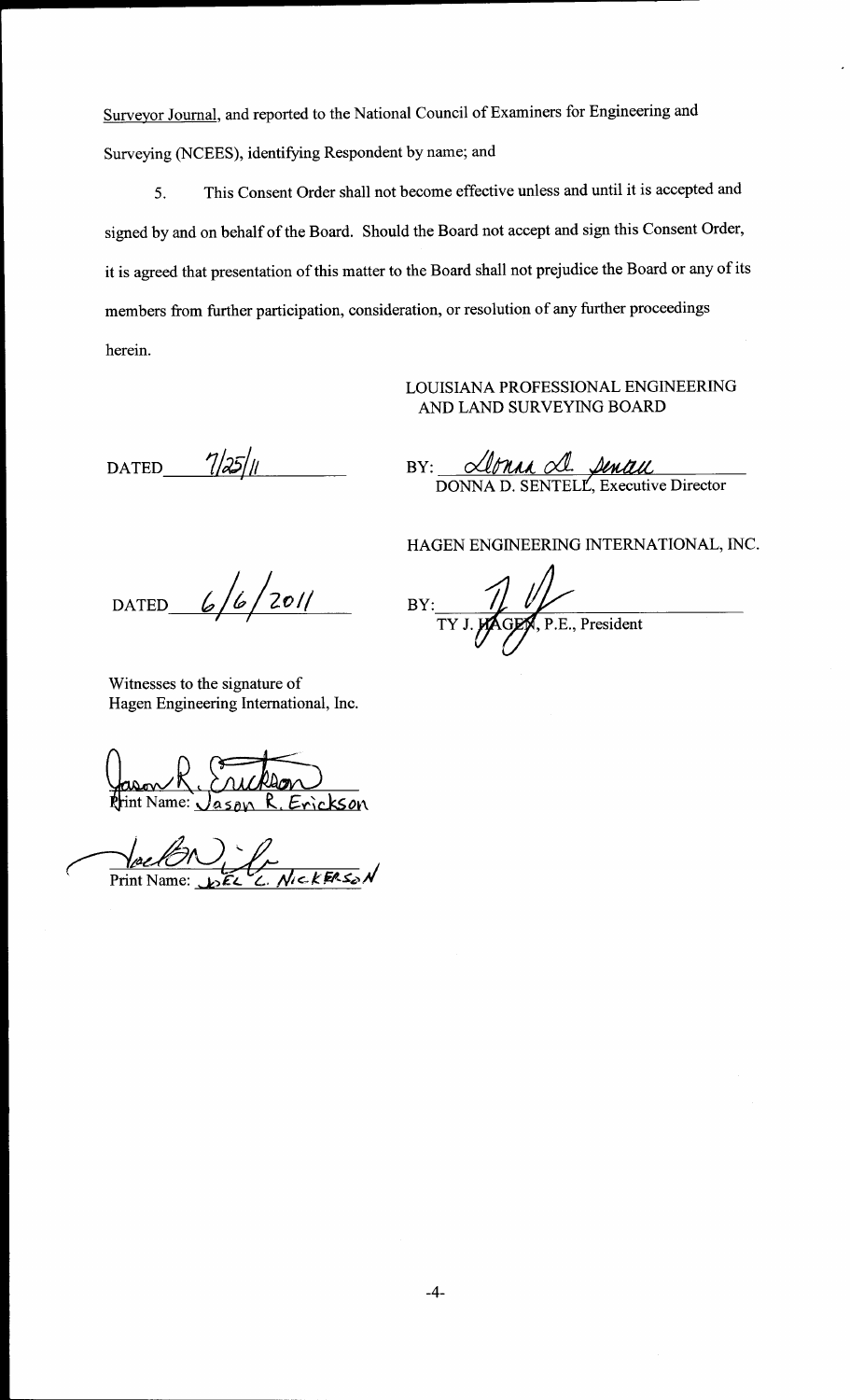Surveyor Journal, and reported to the National Council of Examiners for Engineering and Surveying (NCEES), identifying Respondent by name; and

5. This Consent Order shall not become effective unless and until it is accepted and signed by and on behalf of the Board. Should the Board not accept and sign this Consent Order, it is agreed that presentation of this matter to the Board shall not prejudice the Board or any of its members from further participation, consideration, or resolution of any further proceedings herein.

LOUISIANA PROFESSIONAL ENGINEERING AND LAND SURVEYING BOARD

DATED 7/25/11

BY: Donna D. Sentell
DONNA D. SENTELL, Executive Director

HAGEN ENGINEERING INTERNATIONAL, INC.

DATED 6/6/2011

BY: Ty J. Hagen
TY J. HAGEN, P.E., President

Witnesses to the signature of Hagen Engineering International, Inc.

Jason R. Erickson
Print Name: Jason R. Erickson

Joel L. Nickerson
Print Name: JOEL L. NICKERSON